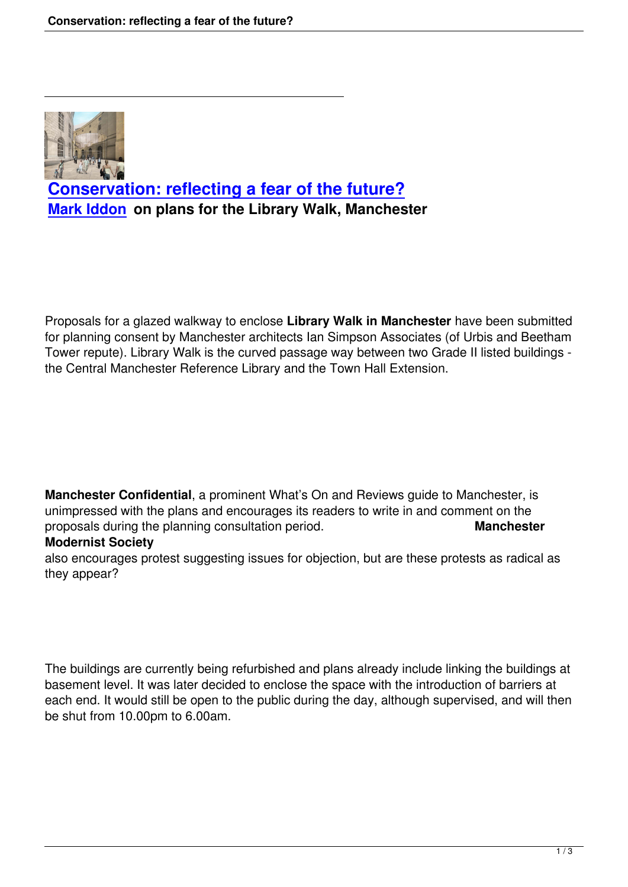# Conservation: reflecting a fear of the future?

**Mark Iddon on plans for the Library Walk, Manchester**

Proposals for a glazed walkway to enclose **Library Walk in Manchester** have been submitted for planning consent by Manchester architects Ian Simpson Associates (of Urbis and Beetham Tower repute). Library Walk is the curved passage way between two Grade II listed buildings - the Central Manchester Reference Library and the Town Hall Extension.

**Manchester Confidential**, a prominent What's On and Reviews guide to Manchester, is unimpressed with the plans and encourages its readers to write in and comment on the proposals during the planning consultation period. **Manchester Modernist Society** also encourages protest suggesting issues for objection, but are these protests as radical as they appear?

The buildings are currently being refurbished and plans already include linking the buildings at basement level. It was later decided to enclose the space with the introduction of barriers at each end. It would still be open to the public during the day, although supervised, and will then be shut from 10.00pm to 6.00am.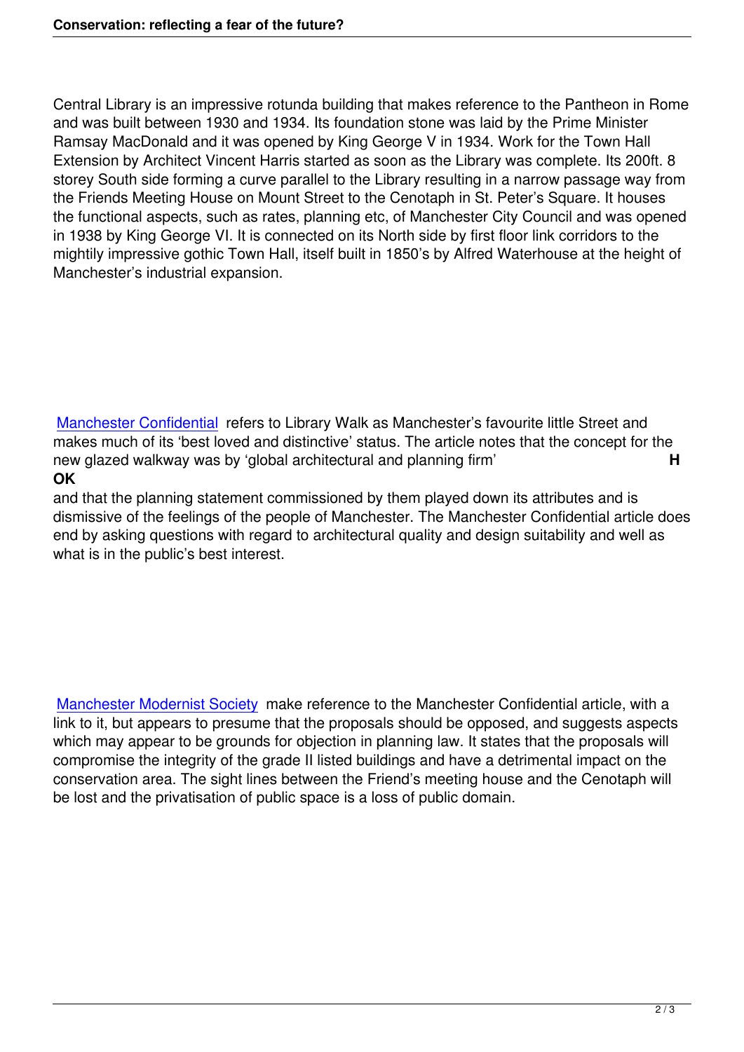Central Library is an impressive rotunda building that makes reference to the Pantheon in Rome and was built between 1930 and 1934. Its foundation stone was laid by the Prime Minister Ramsay MacDonald and it was opened by King George V in 1934. Work for the Town Hall Extension by Architect Vincent Harris started as soon as the Library was complete. Its 200ft. 8 storey South side forming a curve parallel to the Library resulting in a narrow passage way from the Friends Meeting House on Mount Street to the Cenotaph in St. Peter's Square. It houses the functional aspects, such as rates, planning etc, of Manchester City Council and was opened in 1938 by King George VI. It is connected on its North side by first floor link corridors to the mightily impressive gothic Town Hall, itself built in 1850's by Alfred Waterhouse at the height of Manchester's industrial expansion.

Manchester Confidential refers to Library Walk as Manchester's favourite little Street and makes much of its 'best loved and distinctive' status. The article notes that the concept for the new glazed walkway was by 'global architectural and planning firm' **HOK** and that the planning statement commissioned by them played down its attributes and is dismissive of the feelings of the people of Manchester. The Manchester Confidential article does end by asking questions with regard to architectural quality and design suitability and well as what is in the public's best interest.

Manchester Modernist Society make reference to the Manchester Confidential article, with a link to it, but appears to presume that the proposals should be opposed, and suggests aspects which may appear to be grounds for objection in planning law. It states that the proposals will compromise the integrity of the grade II listed buildings and have a detrimental impact on the conservation area. The sight lines between the Friend's meeting house and the Cenotaph will be lost and the privatisation of public space is a loss of public domain.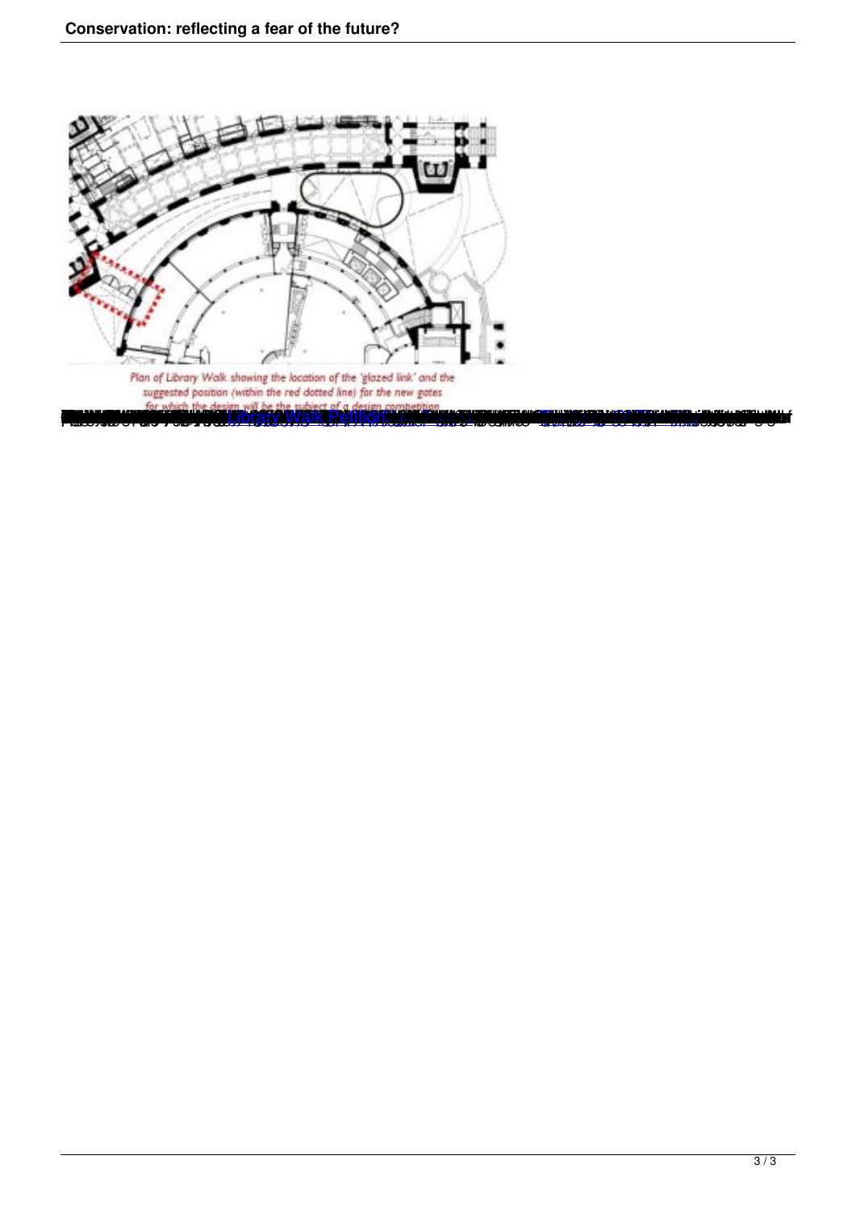Plan of Library Walk showing the location of the 'glazed link' and the suggested position (within the red dotted line) for the new gates for which the design will be the subject of a design competition